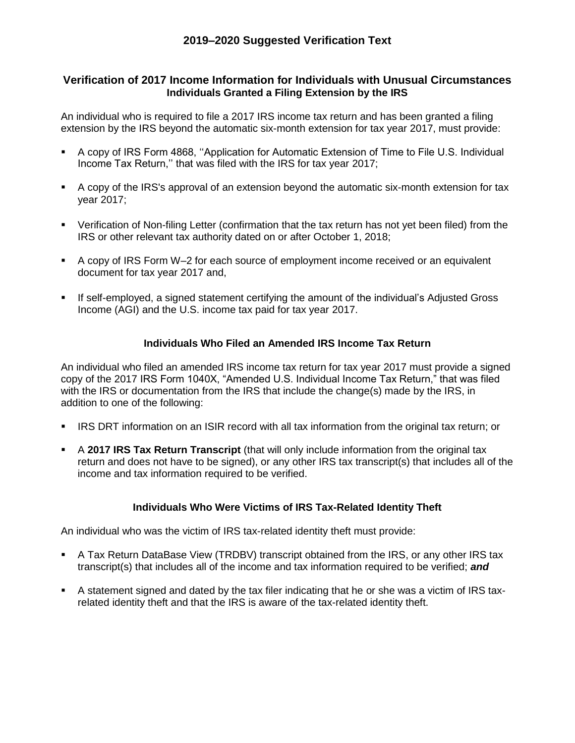# 2019–2020 Suggested Verification Text

## Verification of 2017 Income Information for Individuals with Unusual Circumstances

### Individuals Granted a Filing Extension by the IRS

An individual who is required to file a 2017 IRS income tax return and has been granted a filing extension by the IRS beyond the automatic six-month extension for tax year 2017, must provide:

- A copy of IRS Form 4868, ''Application for Automatic Extension of Time to File U.S. Individual Income Tax Return,'' that was filed with the IRS for tax year 2017;
- A copy of the IRS's approval of an extension beyond the automatic six-month extension for tax year 2017;
- Verification of Non-filing Letter (confirmation that the tax return has not yet been filed) from the IRS or other relevant tax authority dated on or after October 1, 2018;
- A copy of IRS Form W–2 for each source of employment income received or an equivalent document for tax year 2017 and,
- If self-employed, a signed statement certifying the amount of the individual's Adjusted Gross Income (AGI) and the U.S. income tax paid for tax year 2017.

### Individuals Who Filed an Amended IRS Income Tax Return

An individual who filed an amended IRS income tax return for tax year 2017 must provide a signed copy of the 2017 IRS Form 1040X, "Amended U.S. Individual Income Tax Return," that was filed with the IRS or documentation from the IRS that include the change(s) made by the IRS, in addition to one of the following:

- IRS DRT information on an ISIR record with all tax information from the original tax return; or
- A **2017 IRS Tax Return Transcript** (that will only include information from the original tax return and does not have to be signed), or any other IRS tax transcript(s) that includes all of the income and tax information required to be verified.

### Individuals Who Were Victims of IRS Tax-Related Identity Theft

An individual who was the victim of IRS tax-related identity theft must provide:

- A Tax Return DataBase View (TRDBV) transcript obtained from the IRS, or any other IRS tax transcript(s) that includes all of the income and tax information required to be verified; ***and***
- A statement signed and dated by the tax filer indicating that he or she was a victim of IRS tax-related identity theft and that the IRS is aware of the tax-related identity theft.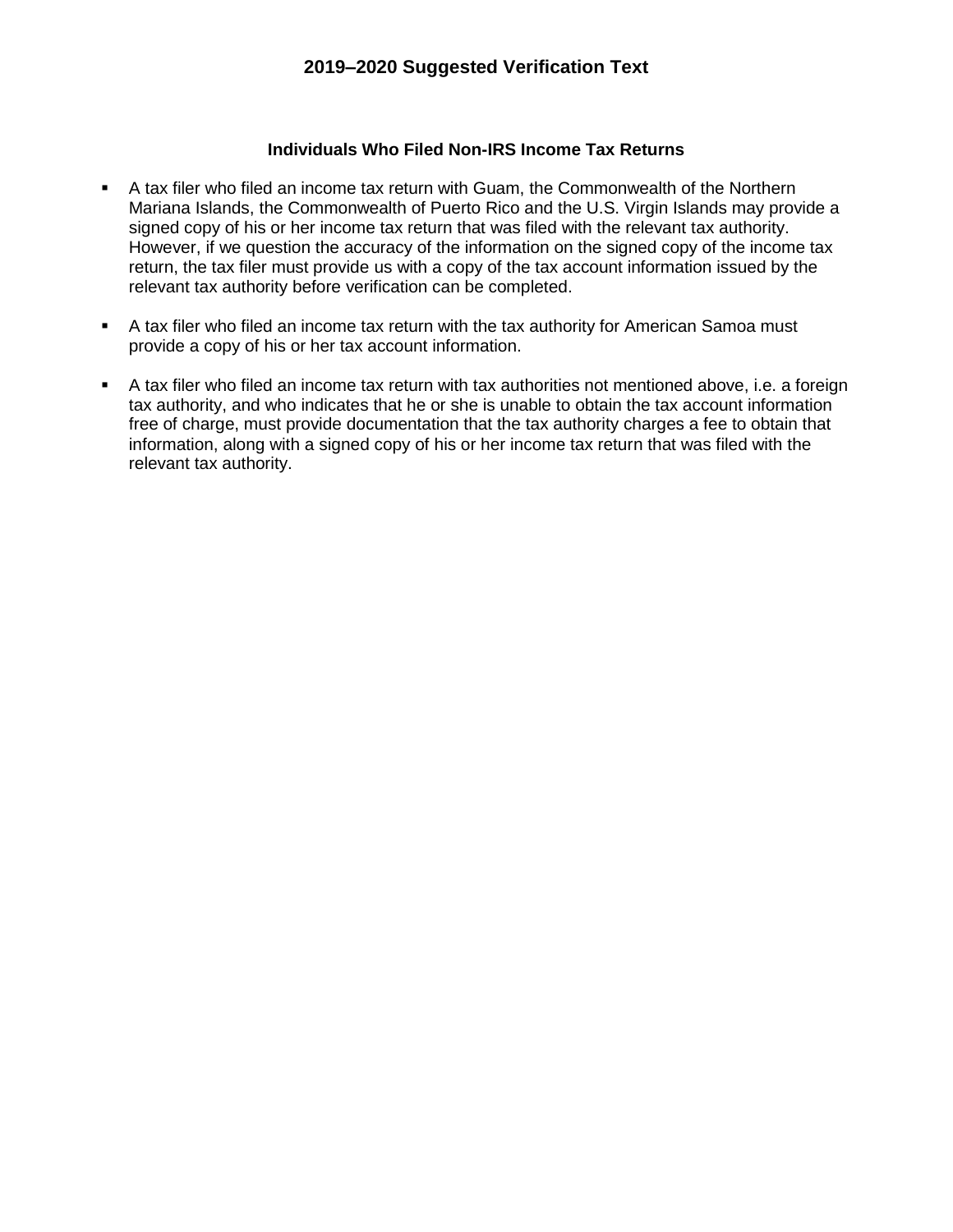# 2019–2020 Suggested Verification Text

### Individuals Who Filed Non-IRS Income Tax Returns

- A tax filer who filed an income tax return with Guam, the Commonwealth of the Northern Mariana Islands, the Commonwealth of Puerto Rico and the U.S. Virgin Islands may provide a signed copy of his or her income tax return that was filed with the relevant tax authority. However, if we question the accuracy of the information on the signed copy of the income tax return, the tax filer must provide us with a copy of the tax account information issued by the relevant tax authority before verification can be completed.

- A tax filer who filed an income tax return with the tax authority for American Samoa must provide a copy of his or her tax account information.

- A tax filer who filed an income tax return with tax authorities not mentioned above, i.e. a foreign tax authority, and who indicates that he or she is unable to obtain the tax account information free of charge, must provide documentation that the tax authority charges a fee to obtain that information, along with a signed copy of his or her income tax return that was filed with the relevant tax authority.